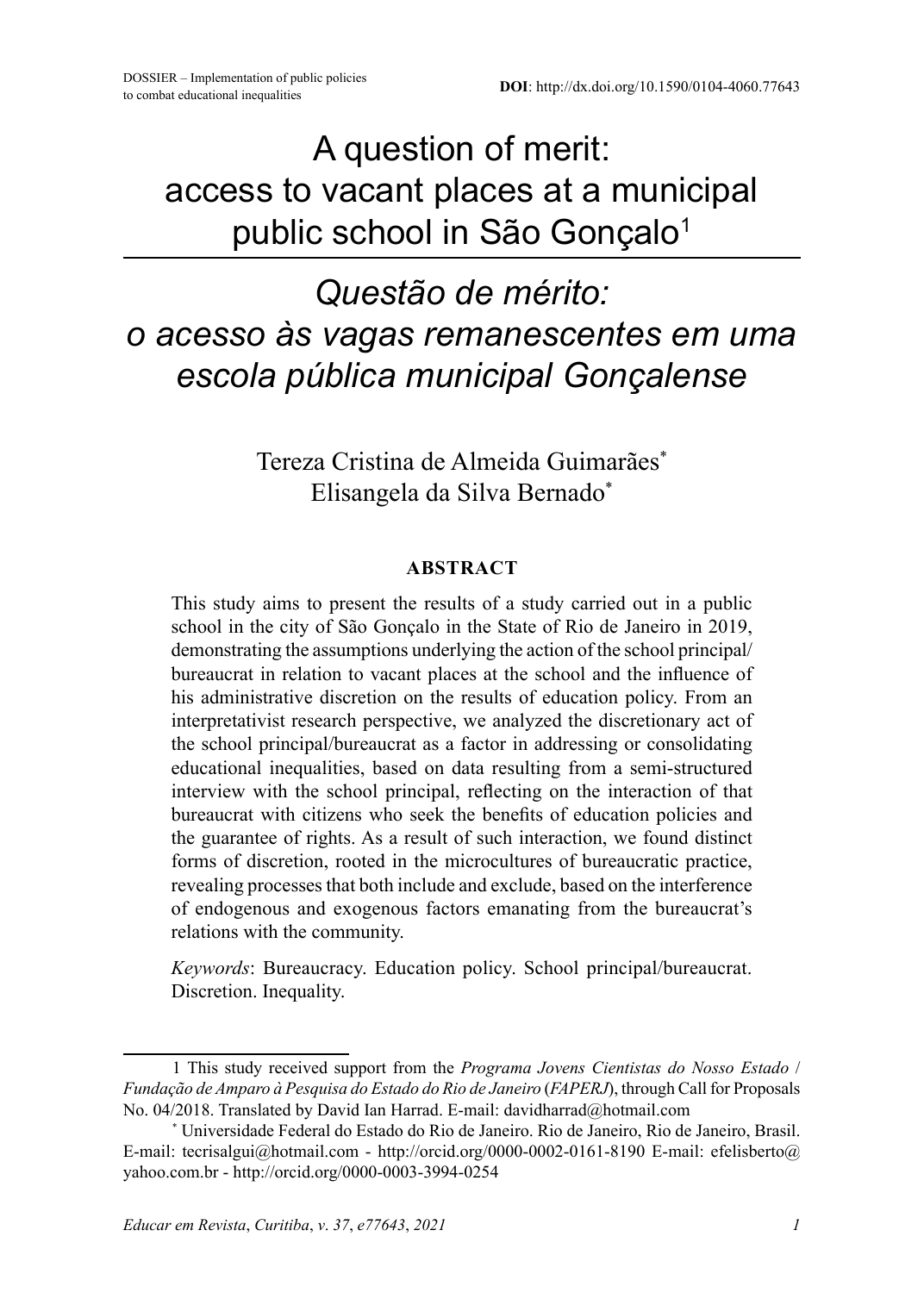DOSSIER – Implementation of public policies to combat educational inequalities

**DOI**: http://dx.doi.org/10.1590/0104-4060.77643

# A question of merit: access to vacant places at a municipal public school in São Gonçalo[1]

# *Questão de mérito: o acesso às vagas remanescentes em uma escola pública municipal Gonçalense*

Tereza Cristina de Almeida Guimarães[*]
Elisangela da Silva Bernado[*]

## ABSTRACT

This study aims to present the results of a study carried out in a public school in the city of São Gonçalo in the State of Rio de Janeiro in 2019, demonstrating the assumptions underlying the action of the school principal/bureaucrat in relation to vacant places at the school and the influence of his administrative discretion on the results of education policy. From an interpretativist research perspective, we analyzed the discretionary act of the school principal/bureaucrat as a factor in addressing or consolidating educational inequalities, based on data resulting from a semi-structured interview with the school principal, reflecting on the interaction of that bureaucrat with citizens who seek the benefits of education policies and the guarantee of rights. As a result of such interaction, we found distinct forms of discretion, rooted in the microcultures of bureaucratic practice, revealing processes that both include and exclude, based on the interference of endogenous and exogenous factors emanating from the bureaucrat's relations with the community.

*Keywords*: Bureaucracy. Education policy. School principal/bureaucrat. Discretion. Inequality.

---

1 This study received support from the *Programa Jovens Cientistas do Nosso Estado / Fundação de Amparo à Pesquisa do Estado do Rio de Janeiro* (*FAPERJ*), through Call for Proposals No. 04/2018. Translated by David Ian Harrad. E-mail: davidharrad@hotmail.com

* Universidade Federal do Estado do Rio de Janeiro. Rio de Janeiro, Rio de Janeiro, Brasil. E-mail: tecrisalgui@hotmail.com - http://orcid.org/0000-0002-0161-8190 E-mail: efelisberto@yahoo.com.br - http://orcid.org/0000-0003-3994-0254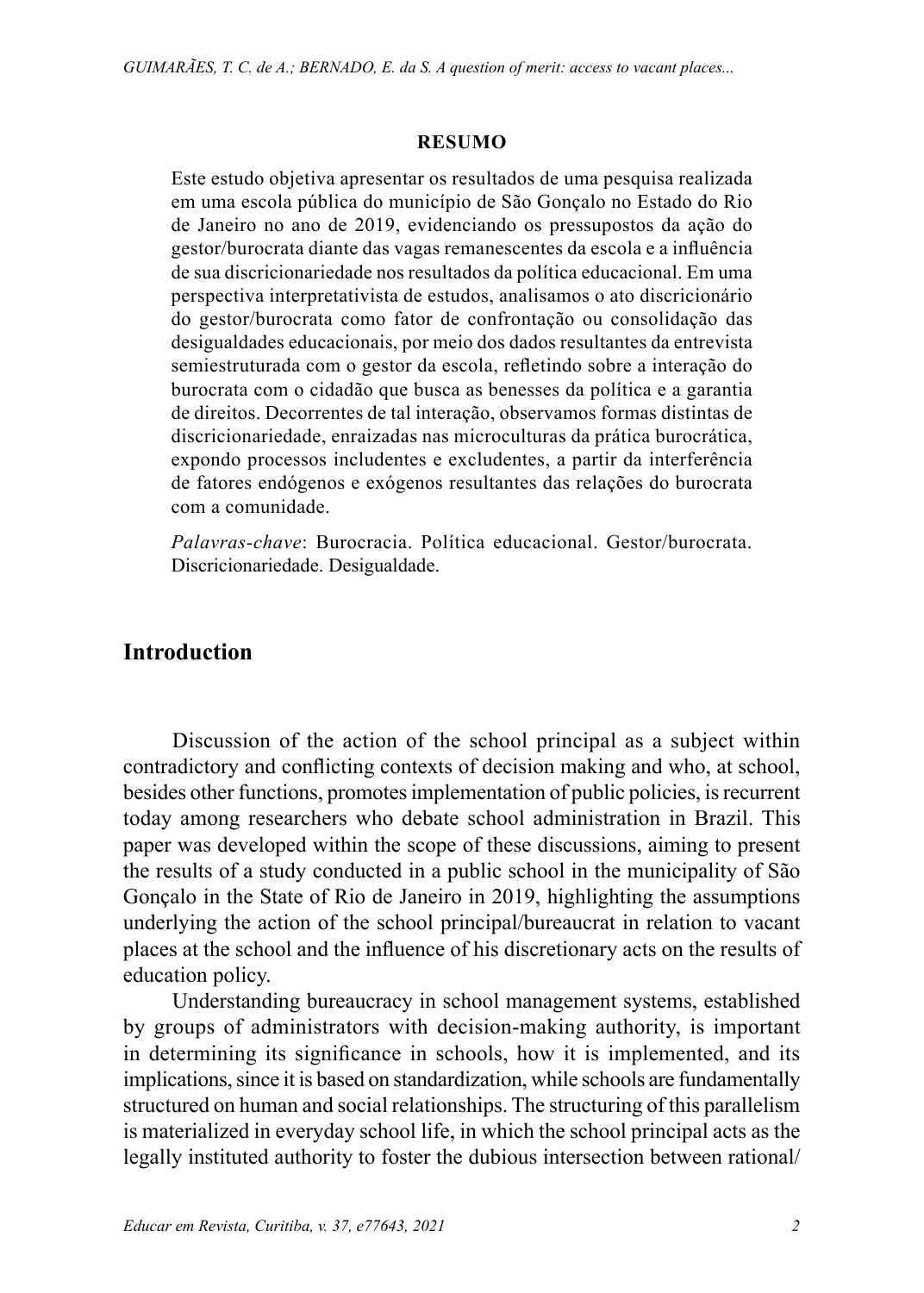**RESUMO**

Este estudo objetiva apresentar os resultados de uma pesquisa realizada em uma escola pública do município de São Gonçalo no Estado do Rio de Janeiro no ano de 2019, evidenciando os pressupostos da ação do gestor/burocrata diante das vagas remanescentes da escola e a influência de sua discricionariedade nos resultados da política educacional. Em uma perspectiva interpretativista de estudos, analisamos o ato discricionário do gestor/burocrata como fator de confrontação ou consolidação das desigualdades educacionais, por meio dos dados resultantes da entrevista semiestruturada com o gestor da escola, refletindo sobre a interação do burocrata com o cidadão que busca as benesses da política e a garantia de direitos. Decorrentes de tal interação, observamos formas distintas de discricionariedade, enraizadas nas microculturas da prática burocrática, expondo processos includentes e excludentes, a partir da interferência de fatores endógenos e exógenos resultantes das relações do burocrata com a comunidade.

*Palavras-chave*: Burocracia. Política educacional. Gestor/burocrata. Discricionariedade. Desigualdade.

## Introduction

Discussion of the action of the school principal as a subject within contradictory and conflicting contexts of decision making and who, at school, besides other functions, promotes implementation of public policies, is recurrent today among researchers who debate school administration in Brazil. This paper was developed within the scope of these discussions, aiming to present the results of a study conducted in a public school in the municipality of São Gonçalo in the State of Rio de Janeiro in 2019, highlighting the assumptions underlying the action of the school principal/bureaucrat in relation to vacant places at the school and the influence of his discretionary acts on the results of education policy.

Understanding bureaucracy in school management systems, established by groups of administrators with decision-making authority, is important in determining its significance in schools, how it is implemented, and its implications, since it is based on standardization, while schools are fundamentally structured on human and social relationships. The structuring of this parallelism is materialized in everyday school life, in which the school principal acts as the legally instituted authority to foster the dubious intersection between rational/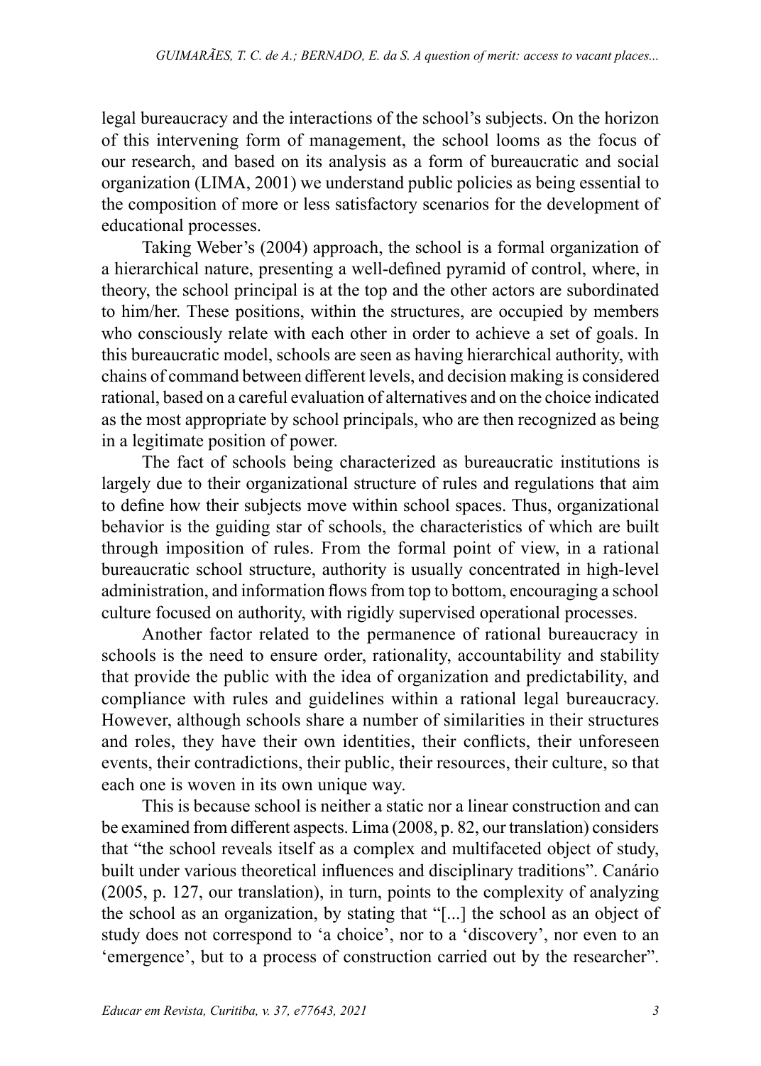legal bureaucracy and the interactions of the school's subjects. On the horizon of this intervening form of management, the school looms as the focus of our research, and based on its analysis as a form of bureaucratic and social organization (LIMA, 2001) we understand public policies as being essential to the composition of more or less satisfactory scenarios for the development of educational processes.

Taking Weber's (2004) approach, the school is a formal organization of a hierarchical nature, presenting a well-defined pyramid of control, where, in theory, the school principal is at the top and the other actors are subordinated to him/her. These positions, within the structures, are occupied by members who consciously relate with each other in order to achieve a set of goals. In this bureaucratic model, schools are seen as having hierarchical authority, with chains of command between different levels, and decision making is considered rational, based on a careful evaluation of alternatives and on the choice indicated as the most appropriate by school principals, who are then recognized as being in a legitimate position of power.

The fact of schools being characterized as bureaucratic institutions is largely due to their organizational structure of rules and regulations that aim to define how their subjects move within school spaces. Thus, organizational behavior is the guiding star of schools, the characteristics of which are built through imposition of rules. From the formal point of view, in a rational bureaucratic school structure, authority is usually concentrated in high-level administration, and information flows from top to bottom, encouraging a school culture focused on authority, with rigidly supervised operational processes.

Another factor related to the permanence of rational bureaucracy in schools is the need to ensure order, rationality, accountability and stability that provide the public with the idea of organization and predictability, and compliance with rules and guidelines within a rational legal bureaucracy. However, although schools share a number of similarities in their structures and roles, they have their own identities, their conflicts, their unforeseen events, their contradictions, their public, their resources, their culture, so that each one is woven in its own unique way.

This is because school is neither a static nor a linear construction and can be examined from different aspects. Lima (2008, p. 82, our translation) considers that "the school reveals itself as a complex and multifaceted object of study, built under various theoretical influences and disciplinary traditions". Canário (2005, p. 127, our translation), in turn, points to the complexity of analyzing the school as an organization, by stating that "[...] the school as an object of study does not correspond to 'a choice', nor to a 'discovery', nor even to an 'emergence', but to a process of construction carried out by the researcher".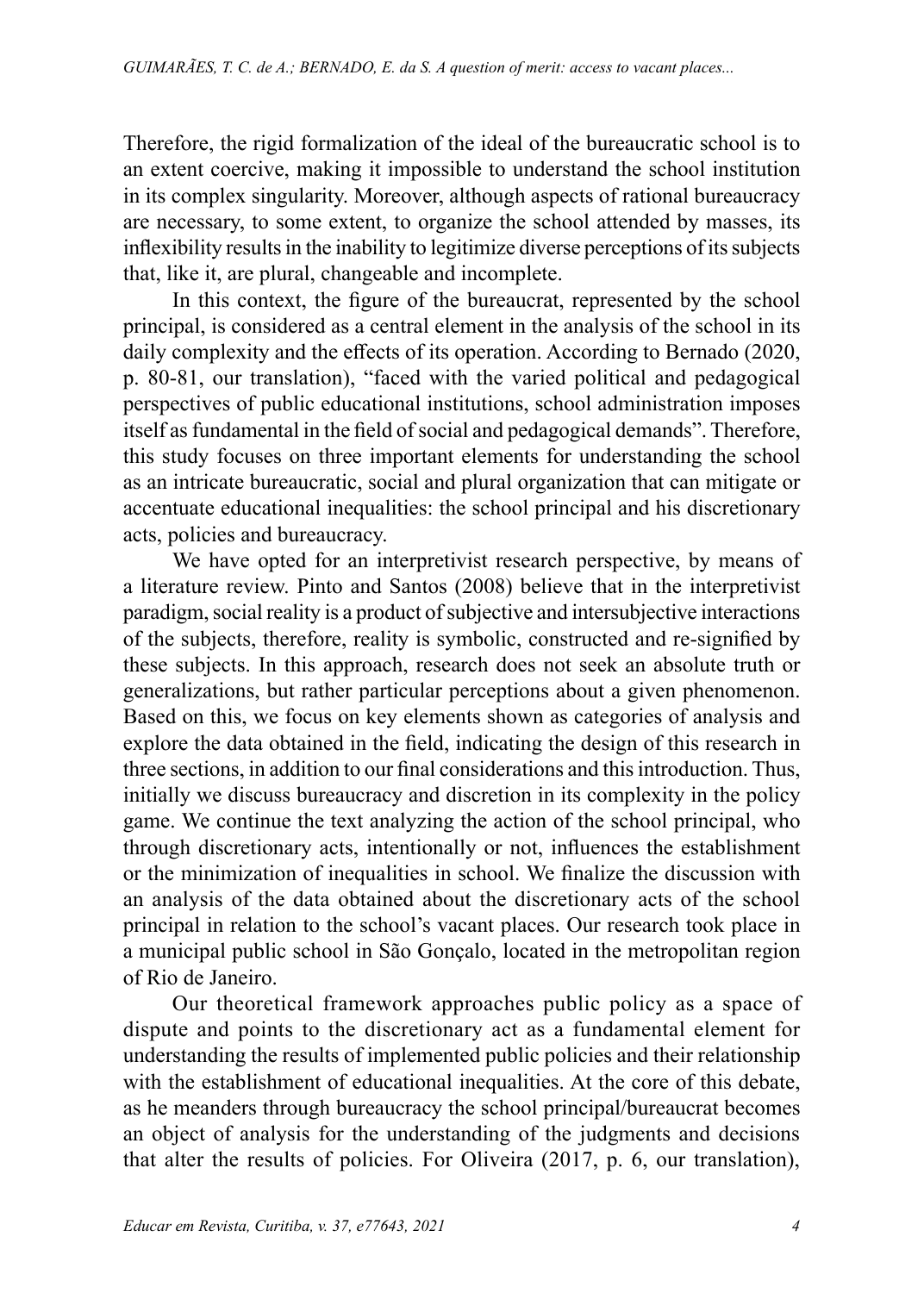Therefore, the rigid formalization of the ideal of the bureaucratic school is to an extent coercive, making it impossible to understand the school institution in its complex singularity. Moreover, although aspects of rational bureaucracy are necessary, to some extent, to organize the school attended by masses, its inflexibility results in the inability to legitimize diverse perceptions of its subjects that, like it, are plural, changeable and incomplete.

In this context, the figure of the bureaucrat, represented by the school principal, is considered as a central element in the analysis of the school in its daily complexity and the effects of its operation. According to Bernado (2020, p. 80-81, our translation), "faced with the varied political and pedagogical perspectives of public educational institutions, school administration imposes itself as fundamental in the field of social and pedagogical demands". Therefore, this study focuses on three important elements for understanding the school as an intricate bureaucratic, social and plural organization that can mitigate or accentuate educational inequalities: the school principal and his discretionary acts, policies and bureaucracy.

We have opted for an interpretivist research perspective, by means of a literature review. Pinto and Santos (2008) believe that in the interpretivist paradigm, social reality is a product of subjective and intersubjective interactions of the subjects, therefore, reality is symbolic, constructed and re-signified by these subjects. In this approach, research does not seek an absolute truth or generalizations, but rather particular perceptions about a given phenomenon. Based on this, we focus on key elements shown as categories of analysis and explore the data obtained in the field, indicating the design of this research in three sections, in addition to our final considerations and this introduction. Thus, initially we discuss bureaucracy and discretion in its complexity in the policy game. We continue the text analyzing the action of the school principal, who through discretionary acts, intentionally or not, influences the establishment or the minimization of inequalities in school. We finalize the discussion with an analysis of the data obtained about the discretionary acts of the school principal in relation to the school's vacant places. Our research took place in a municipal public school in São Gonçalo, located in the metropolitan region of Rio de Janeiro.

Our theoretical framework approaches public policy as a space of dispute and points to the discretionary act as a fundamental element for understanding the results of implemented public policies and their relationship with the establishment of educational inequalities. At the core of this debate, as he meanders through bureaucracy the school principal/bureaucrat becomes an object of analysis for the understanding of the judgments and decisions that alter the results of policies. For Oliveira (2017, p. 6, our translation),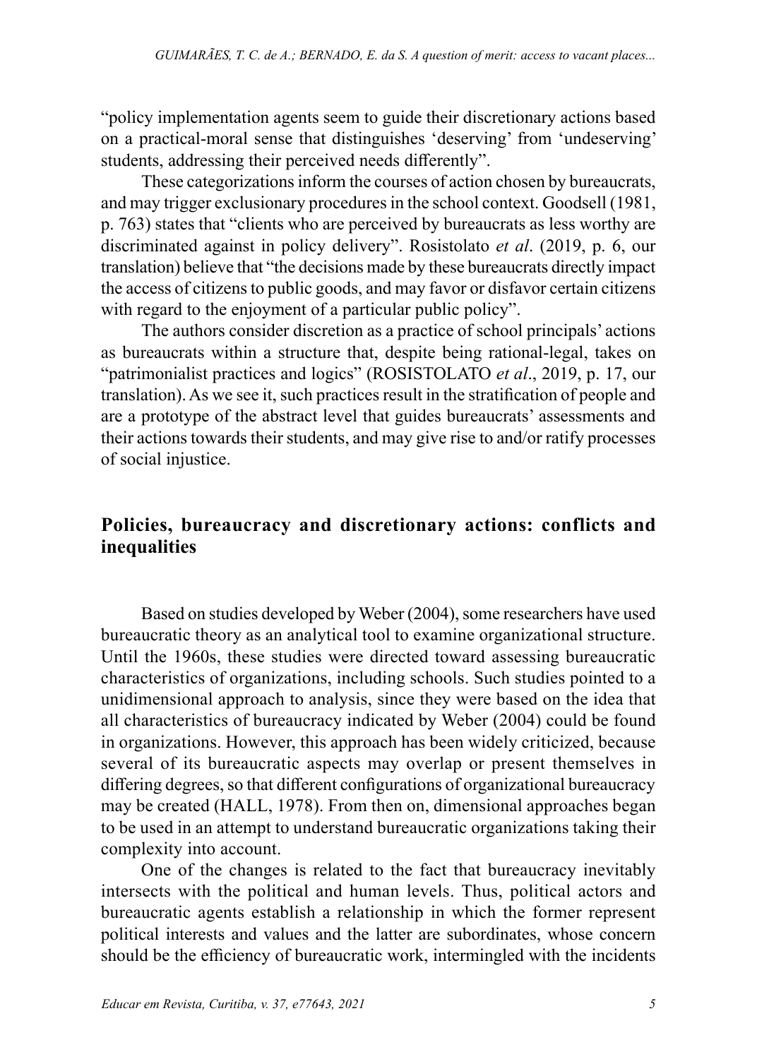"policy implementation agents seem to guide their discretionary actions based on a practical-moral sense that distinguishes 'deserving' from 'undeserving' students, addressing their perceived needs differently".

These categorizations inform the courses of action chosen by bureaucrats, and may trigger exclusionary procedures in the school context. Goodsell (1981, p. 763) states that "clients who are perceived by bureaucrats as less worthy are discriminated against in policy delivery". Rosistolato *et al*. (2019, p. 6, our translation) believe that "the decisions made by these bureaucrats directly impact the access of citizens to public goods, and may favor or disfavor certain citizens with regard to the enjoyment of a particular public policy".

The authors consider discretion as a practice of school principals' actions as bureaucrats within a structure that, despite being rational-legal, takes on "patrimonialist practices and logics" (ROSISTOLATO *et al*., 2019, p. 17, our translation). As we see it, such practices result in the stratification of people and are a prototype of the abstract level that guides bureaucrats' assessments and their actions towards their students, and may give rise to and/or ratify processes of social injustice.

## Policies, bureaucracy and discretionary actions: conflicts and inequalities

Based on studies developed by Weber (2004), some researchers have used bureaucratic theory as an analytical tool to examine organizational structure. Until the 1960s, these studies were directed toward assessing bureaucratic characteristics of organizations, including schools. Such studies pointed to a unidimensional approach to analysis, since they were based on the idea that all characteristics of bureaucracy indicated by Weber (2004) could be found in organizations. However, this approach has been widely criticized, because several of its bureaucratic aspects may overlap or present themselves in differing degrees, so that different configurations of organizational bureaucracy may be created (HALL, 1978). From then on, dimensional approaches began to be used in an attempt to understand bureaucratic organizations taking their complexity into account.

One of the changes is related to the fact that bureaucracy inevitably intersects with the political and human levels. Thus, political actors and bureaucratic agents establish a relationship in which the former represent political interests and values and the latter are subordinates, whose concern should be the efficiency of bureaucratic work, intermingled with the incidents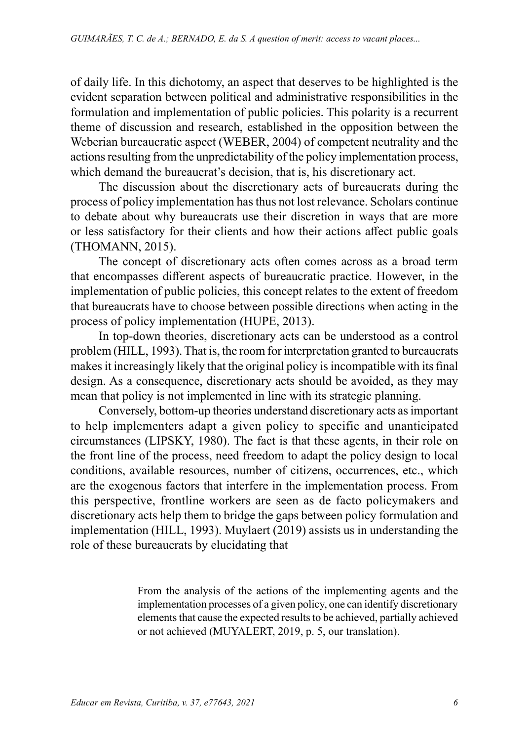of daily life. In this dichotomy, an aspect that deserves to be highlighted is the evident separation between political and administrative responsibilities in the formulation and implementation of public policies. This polarity is a recurrent theme of discussion and research, established in the opposition between the Weberian bureaucratic aspect (WEBER, 2004) of competent neutrality and the actions resulting from the unpredictability of the policy implementation process, which demand the bureaucrat's decision, that is, his discretionary act.

The discussion about the discretionary acts of bureaucrats during the process of policy implementation has thus not lost relevance. Scholars continue to debate about why bureaucrats use their discretion in ways that are more or less satisfactory for their clients and how their actions affect public goals (THOMANN, 2015).

The concept of discretionary acts often comes across as a broad term that encompasses different aspects of bureaucratic practice. However, in the implementation of public policies, this concept relates to the extent of freedom that bureaucrats have to choose between possible directions when acting in the process of policy implementation (HUPE, 2013).

In top-down theories, discretionary acts can be understood as a control problem (HILL, 1993). That is, the room for interpretation granted to bureaucrats makes it increasingly likely that the original policy is incompatible with its final design. As a consequence, discretionary acts should be avoided, as they may mean that policy is not implemented in line with its strategic planning.

Conversely, bottom-up theories understand discretionary acts as important to help implementers adapt a given policy to specific and unanticipated circumstances (LIPSKY, 1980). The fact is that these agents, in their role on the front line of the process, need freedom to adapt the policy design to local conditions, available resources, number of citizens, occurrences, etc., which are the exogenous factors that interfere in the implementation process. From this perspective, frontline workers are seen as de facto policymakers and discretionary acts help them to bridge the gaps between policy formulation and implementation (HILL, 1993). Muylaert (2019) assists us in understanding the role of these bureaucrats by elucidating that

> From the analysis of the actions of the implementing agents and the implementation processes of a given policy, one can identify discretionary elements that cause the expected results to be achieved, partially achieved or not achieved (MUYALERT, 2019, p. 5, our translation).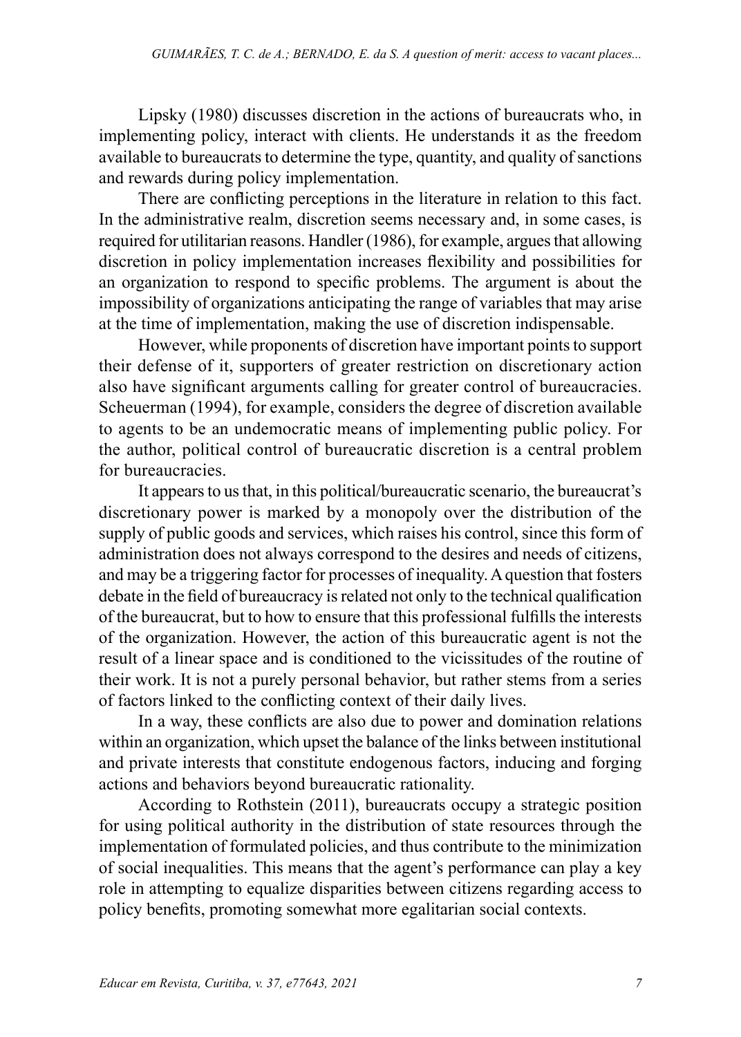Lipsky (1980) discusses discretion in the actions of bureaucrats who, in implementing policy, interact with clients. He understands it as the freedom available to bureaucrats to determine the type, quantity, and quality of sanctions and rewards during policy implementation.

There are conflicting perceptions in the literature in relation to this fact. In the administrative realm, discretion seems necessary and, in some cases, is required for utilitarian reasons. Handler (1986), for example, argues that allowing discretion in policy implementation increases flexibility and possibilities for an organization to respond to specific problems. The argument is about the impossibility of organizations anticipating the range of variables that may arise at the time of implementation, making the use of discretion indispensable.

However, while proponents of discretion have important points to support their defense of it, supporters of greater restriction on discretionary action also have significant arguments calling for greater control of bureaucracies. Scheuerman (1994), for example, considers the degree of discretion available to agents to be an undemocratic means of implementing public policy. For the author, political control of bureaucratic discretion is a central problem for bureaucracies.

It appears to us that, in this political/bureaucratic scenario, the bureaucrat's discretionary power is marked by a monopoly over the distribution of the supply of public goods and services, which raises his control, since this form of administration does not always correspond to the desires and needs of citizens, and may be a triggering factor for processes of inequality. A question that fosters debate in the field of bureaucracy is related not only to the technical qualification of the bureaucrat, but to how to ensure that this professional fulfills the interests of the organization. However, the action of this bureaucratic agent is not the result of a linear space and is conditioned to the vicissitudes of the routine of their work. It is not a purely personal behavior, but rather stems from a series of factors linked to the conflicting context of their daily lives.

In a way, these conflicts are also due to power and domination relations within an organization, which upset the balance of the links between institutional and private interests that constitute endogenous factors, inducing and forging actions and behaviors beyond bureaucratic rationality.

According to Rothstein (2011), bureaucrats occupy a strategic position for using political authority in the distribution of state resources through the implementation of formulated policies, and thus contribute to the minimization of social inequalities. This means that the agent's performance can play a key role in attempting to equalize disparities between citizens regarding access to policy benefits, promoting somewhat more egalitarian social contexts.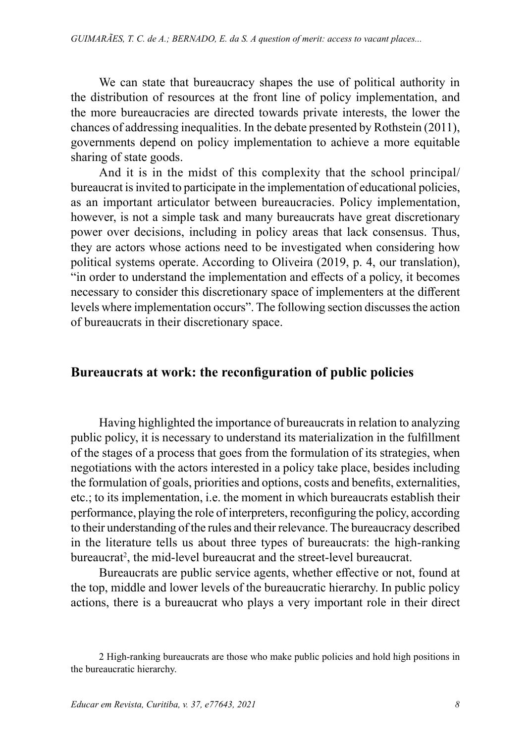We can state that bureaucracy shapes the use of political authority in the distribution of resources at the front line of policy implementation, and the more bureaucracies are directed towards private interests, the lower the chances of addressing inequalities. In the debate presented by Rothstein (2011), governments depend on policy implementation to achieve a more equitable sharing of state goods.

And it is in the midst of this complexity that the school principal/ bureaucrat is invited to participate in the implementation of educational policies, as an important articulator between bureaucracies. Policy implementation, however, is not a simple task and many bureaucrats have great discretionary power over decisions, including in policy areas that lack consensus. Thus, they are actors whose actions need to be investigated when considering how political systems operate. According to Oliveira (2019, p. 4, our translation), "in order to understand the implementation and effects of a policy, it becomes necessary to consider this discretionary space of implementers at the different levels where implementation occurs". The following section discusses the action of bureaucrats in their discretionary space.

## Bureaucrats at work: the reconfiguration of public policies

Having highlighted the importance of bureaucrats in relation to analyzing public policy, it is necessary to understand its materialization in the fulfillment of the stages of a process that goes from the formulation of its strategies, when negotiations with the actors interested in a policy take place, besides including the formulation of goals, priorities and options, costs and benefits, externalities, etc.; to its implementation, i.e. the moment in which bureaucrats establish their performance, playing the role of interpreters, reconfiguring the policy, according to their understanding of the rules and their relevance. The bureaucracy described in the literature tells us about three types of bureaucrats: the high-ranking bureaucrat[2], the mid-level bureaucrat and the street-level bureaucrat.

Bureaucrats are public service agents, whether effective or not, found at the top, middle and lower levels of the bureaucratic hierarchy. In public policy actions, there is a bureaucrat who plays a very important role in their direct

2 High-ranking bureaucrats are those who make public policies and hold high positions in the bureaucratic hierarchy.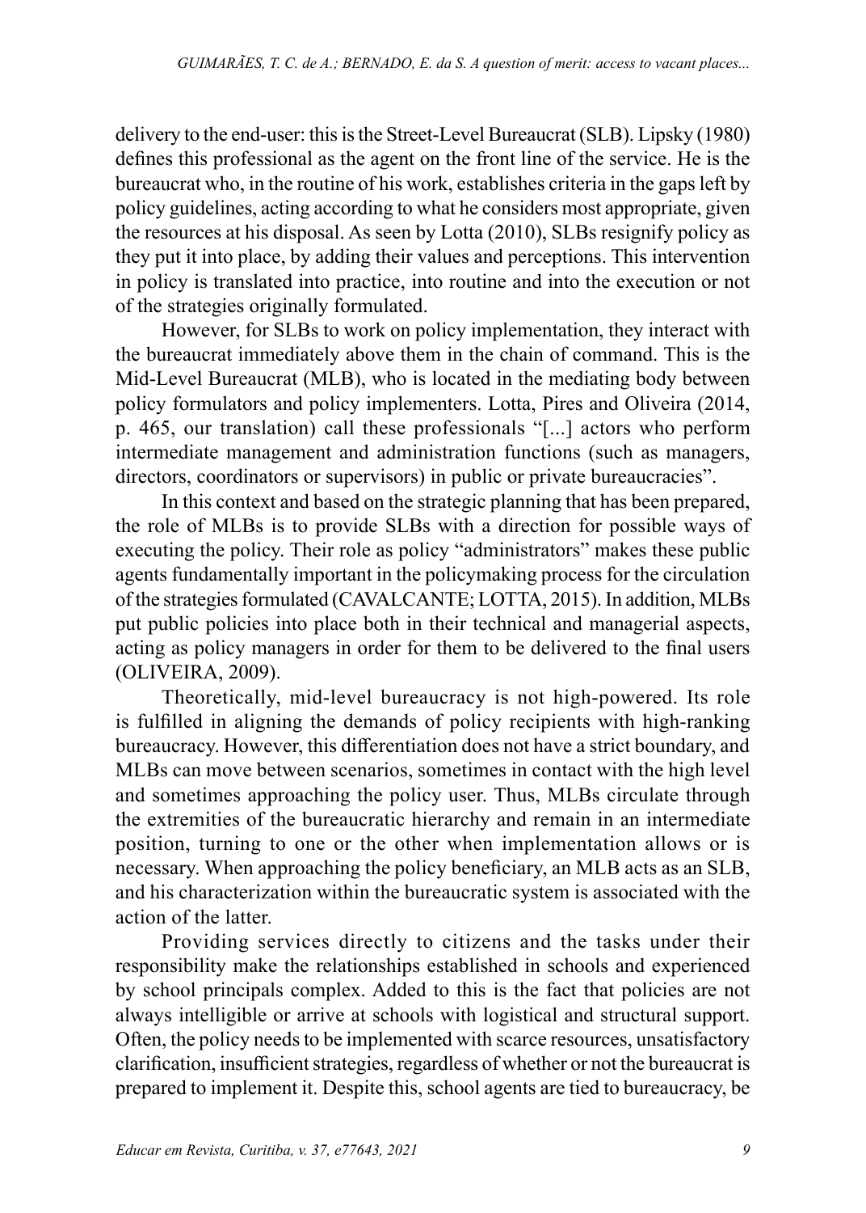delivery to the end-user: this is the Street-Level Bureaucrat (SLB). Lipsky (1980) defines this professional as the agent on the front line of the service. He is the bureaucrat who, in the routine of his work, establishes criteria in the gaps left by policy guidelines, acting according to what he considers most appropriate, given the resources at his disposal. As seen by Lotta (2010), SLBs resignify policy as they put it into place, by adding their values and perceptions. This intervention in policy is translated into practice, into routine and into the execution or not of the strategies originally formulated.

However, for SLBs to work on policy implementation, they interact with the bureaucrat immediately above them in the chain of command. This is the Mid-Level Bureaucrat (MLB), who is located in the mediating body between policy formulators and policy implementers. Lotta, Pires and Oliveira (2014, p. 465, our translation) call these professionals "[...] actors who perform intermediate management and administration functions (such as managers, directors, coordinators or supervisors) in public or private bureaucracies".

In this context and based on the strategic planning that has been prepared, the role of MLBs is to provide SLBs with a direction for possible ways of executing the policy. Their role as policy "administrators" makes these public agents fundamentally important in the policymaking process for the circulation of the strategies formulated (CAVALCANTE; LOTTA, 2015). In addition, MLBs put public policies into place both in their technical and managerial aspects, acting as policy managers in order for them to be delivered to the final users (OLIVEIRA, 2009).

Theoretically, mid-level bureaucracy is not high-powered. Its role is fulfilled in aligning the demands of policy recipients with high-ranking bureaucracy. However, this differentiation does not have a strict boundary, and MLBs can move between scenarios, sometimes in contact with the high level and sometimes approaching the policy user. Thus, MLBs circulate through the extremities of the bureaucratic hierarchy and remain in an intermediate position, turning to one or the other when implementation allows or is necessary. When approaching the policy beneficiary, an MLB acts as an SLB, and his characterization within the bureaucratic system is associated with the action of the latter.

Providing services directly to citizens and the tasks under their responsibility make the relationships established in schools and experienced by school principals complex. Added to this is the fact that policies are not always intelligible or arrive at schools with logistical and structural support. Often, the policy needs to be implemented with scarce resources, unsatisfactory clarification, insufficient strategies, regardless of whether or not the bureaucrat is prepared to implement it. Despite this, school agents are tied to bureaucracy, be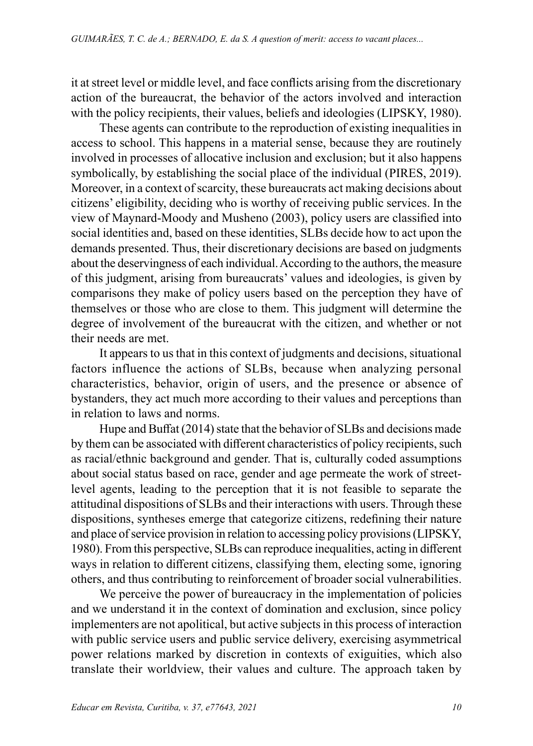it at street level or middle level, and face conflicts arising from the discretionary action of the bureaucrat, the behavior of the actors involved and interaction with the policy recipients, their values, beliefs and ideologies (LIPSKY, 1980).

These agents can contribute to the reproduction of existing inequalities in access to school. This happens in a material sense, because they are routinely involved in processes of allocative inclusion and exclusion; but it also happens symbolically, by establishing the social place of the individual (PIRES, 2019). Moreover, in a context of scarcity, these bureaucrats act making decisions about citizens' eligibility, deciding who is worthy of receiving public services. In the view of Maynard-Moody and Musheno (2003), policy users are classified into social identities and, based on these identities, SLBs decide how to act upon the demands presented. Thus, their discretionary decisions are based on judgments about the deservingness of each individual. According to the authors, the measure of this judgment, arising from bureaucrats' values and ideologies, is given by comparisons they make of policy users based on the perception they have of themselves or those who are close to them. This judgment will determine the degree of involvement of the bureaucrat with the citizen, and whether or not their needs are met.

It appears to us that in this context of judgments and decisions, situational factors influence the actions of SLBs, because when analyzing personal characteristics, behavior, origin of users, and the presence or absence of bystanders, they act much more according to their values and perceptions than in relation to laws and norms.

Hupe and Buffat (2014) state that the behavior of SLBs and decisions made by them can be associated with different characteristics of policy recipients, such as racial/ethnic background and gender. That is, culturally coded assumptions about social status based on race, gender and age permeate the work of street-level agents, leading to the perception that it is not feasible to separate the attitudinal dispositions of SLBs and their interactions with users. Through these dispositions, syntheses emerge that categorize citizens, redefining their nature and place of service provision in relation to accessing policy provisions (LIPSKY, 1980). From this perspective, SLBs can reproduce inequalities, acting in different ways in relation to different citizens, classifying them, electing some, ignoring others, and thus contributing to reinforcement of broader social vulnerabilities.

We perceive the power of bureaucracy in the implementation of policies and we understand it in the context of domination and exclusion, since policy implementers are not apolitical, but active subjects in this process of interaction with public service users and public service delivery, exercising asymmetrical power relations marked by discretion in contexts of exiguities, which also translate their worldview, their values and culture. The approach taken by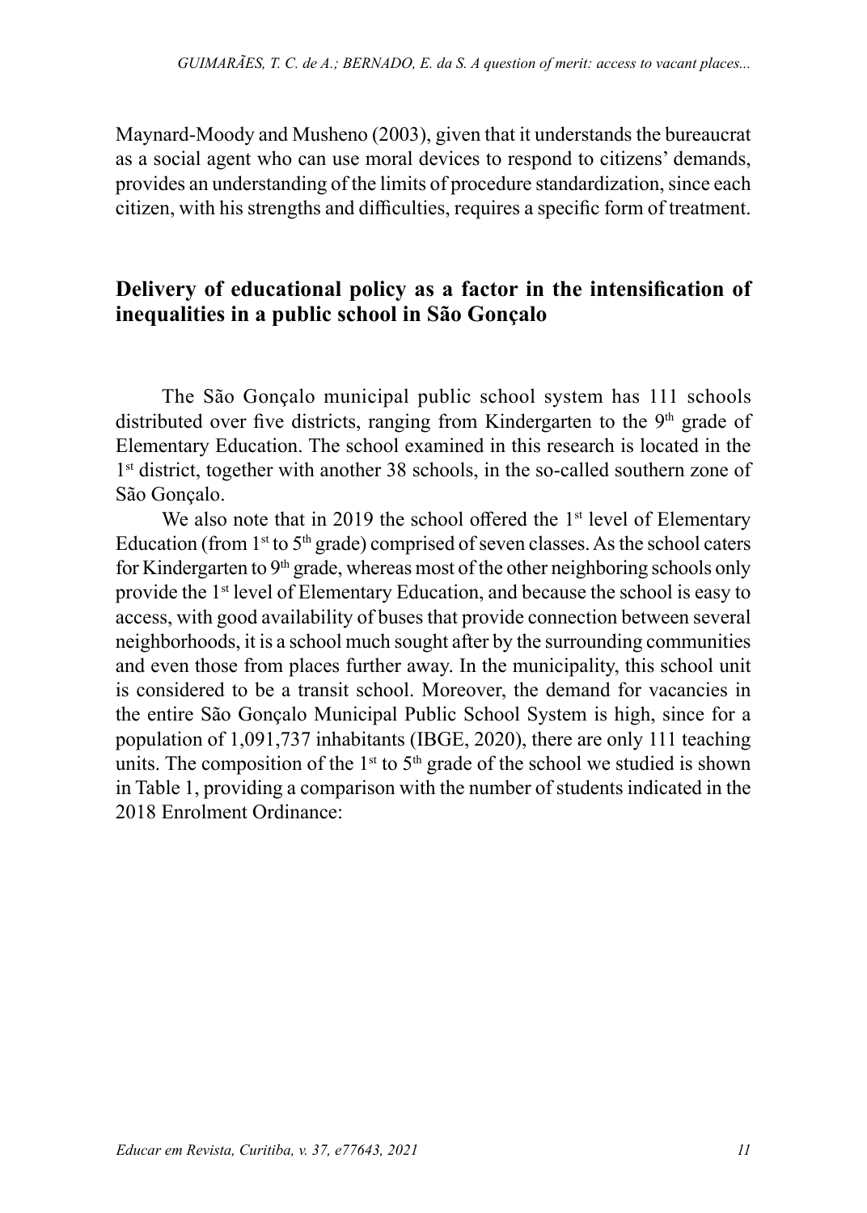Maynard-Moody and Musheno (2003), given that it understands the bureaucrat as a social agent who can use moral devices to respond to citizens' demands, provides an understanding of the limits of procedure standardization, since each citizen, with his strengths and difficulties, requires a specific form of treatment.

## Delivery of educational policy as a factor in the intensification of inequalities in a public school in São Gonçalo

The São Gonçalo municipal public school system has 111 schools distributed over five districts, ranging from Kindergarten to the 9th grade of Elementary Education. The school examined in this research is located in the 1st district, together with another 38 schools, in the so-called southern zone of São Gonçalo.

We also note that in 2019 the school offered the 1st level of Elementary Education (from 1st to 5th grade) comprised of seven classes. As the school caters for Kindergarten to 9th grade, whereas most of the other neighboring schools only provide the 1st level of Elementary Education, and because the school is easy to access, with good availability of buses that provide connection between several neighborhoods, it is a school much sought after by the surrounding communities and even those from places further away. In the municipality, this school unit is considered to be a transit school. Moreover, the demand for vacancies in the entire São Gonçalo Municipal Public School System is high, since for a population of 1,091,737 inhabitants (IBGE, 2020), there are only 111 teaching units. The composition of the 1st to 5th grade of the school we studied is shown in Table 1, providing a comparison with the number of students indicated in the 2018 Enrolment Ordinance: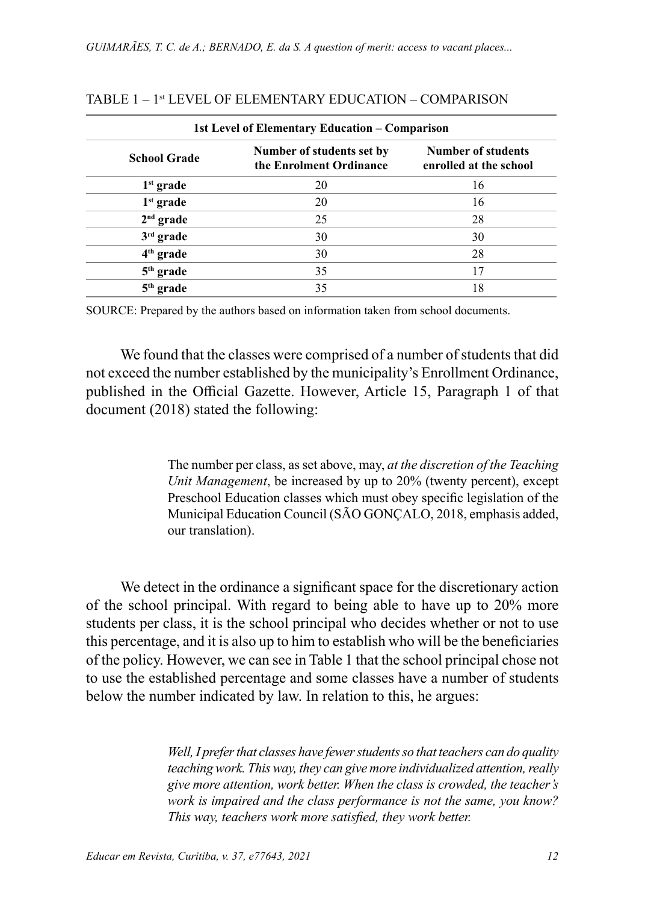TABLE 1 – 1st LEVEL OF ELEMENTARY EDUCATION – COMPARISON

| 1st Level of Elementary Education – Comparison | | |
|---|---|---|
| **School Grade** | **Number of students set by the Enrolment Ordinance** | **Number of students enrolled at the school** |
| **1st grade** | 20 | 16 |
| **1st grade** | 20 | 16 |
| **2nd grade** | 25 | 28 |
| **3rd grade** | 30 | 30 |
| **4th grade** | 30 | 28 |
| **5th grade** | 35 | 17 |
| **5th grade** | 35 | 18 |

SOURCE: Prepared by the authors based on information taken from school documents.

We found that the classes were comprised of a number of students that did not exceed the number established by the municipality's Enrollment Ordinance, published in the Official Gazette. However, Article 15, Paragraph 1 of that document (2018) stated the following:

> The number per class, as set above, may, *at the discretion of the Teaching Unit Management*, be increased by up to 20% (twenty percent), except Preschool Education classes which must obey specific legislation of the Municipal Education Council (SÃO GONÇALO, 2018, emphasis added, our translation).

We detect in the ordinance a significant space for the discretionary action of the school principal. With regard to being able to have up to 20% more students per class, it is the school principal who decides whether or not to use this percentage, and it is also up to him to establish who will be the beneficiaries of the policy. However, we can see in Table 1 that the school principal chose not to use the established percentage and some classes have a number of students below the number indicated by law. In relation to this, he argues:

> *Well, I prefer that classes have fewer students so that teachers can do quality teaching work. This way, they can give more individualized attention, really give more attention, work better. When the class is crowded, the teacher's work is impaired and the class performance is not the same, you know? This way, teachers work more satisfied, they work better.*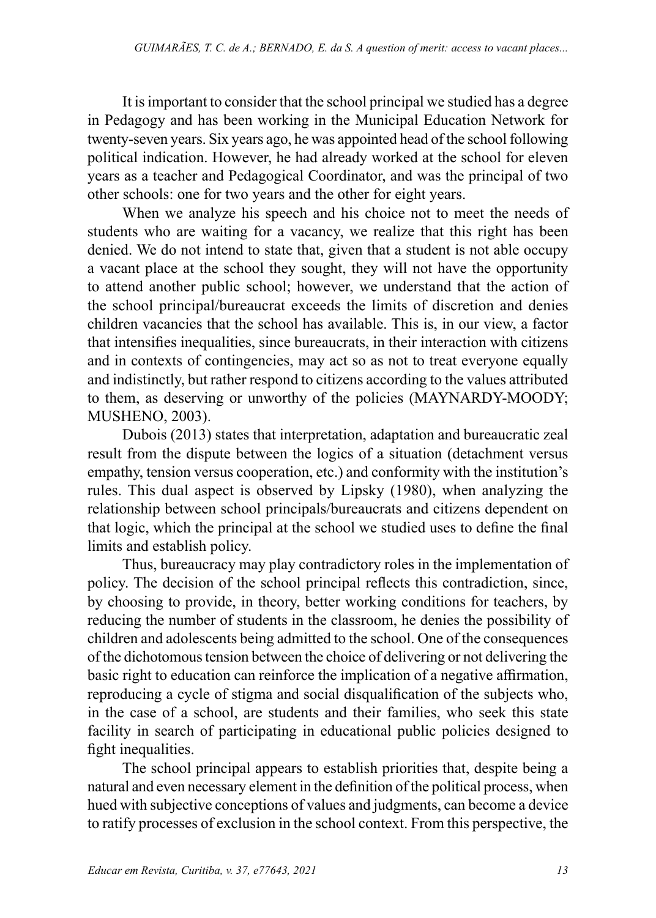It is important to consider that the school principal we studied has a degree in Pedagogy and has been working in the Municipal Education Network for twenty-seven years. Six years ago, he was appointed head of the school following political indication. However, he had already worked at the school for eleven years as a teacher and Pedagogical Coordinator, and was the principal of two other schools: one for two years and the other for eight years.

When we analyze his speech and his choice not to meet the needs of students who are waiting for a vacancy, we realize that this right has been denied. We do not intend to state that, given that a student is not able occupy a vacant place at the school they sought, they will not have the opportunity to attend another public school; however, we understand that the action of the school principal/bureaucrat exceeds the limits of discretion and denies children vacancies that the school has available. This is, in our view, a factor that intensifies inequalities, since bureaucrats, in their interaction with citizens and in contexts of contingencies, may act so as not to treat everyone equally and indistinctly, but rather respond to citizens according to the values attributed to them, as deserving or unworthy of the policies (MAYNARDY-MOODY; MUSHENO, 2003).

Dubois (2013) states that interpretation, adaptation and bureaucratic zeal result from the dispute between the logics of a situation (detachment versus empathy, tension versus cooperation, etc.) and conformity with the institution's rules. This dual aspect is observed by Lipsky (1980), when analyzing the relationship between school principals/bureaucrats and citizens dependent on that logic, which the principal at the school we studied uses to define the final limits and establish policy.

Thus, bureaucracy may play contradictory roles in the implementation of policy. The decision of the school principal reflects this contradiction, since, by choosing to provide, in theory, better working conditions for teachers, by reducing the number of students in the classroom, he denies the possibility of children and adolescents being admitted to the school. One of the consequences of the dichotomous tension between the choice of delivering or not delivering the basic right to education can reinforce the implication of a negative affirmation, reproducing a cycle of stigma and social disqualification of the subjects who, in the case of a school, are students and their families, who seek this state facility in search of participating in educational public policies designed to fight inequalities.

The school principal appears to establish priorities that, despite being a natural and even necessary element in the definition of the political process, when hued with subjective conceptions of values and judgments, can become a device to ratify processes of exclusion in the school context. From this perspective, the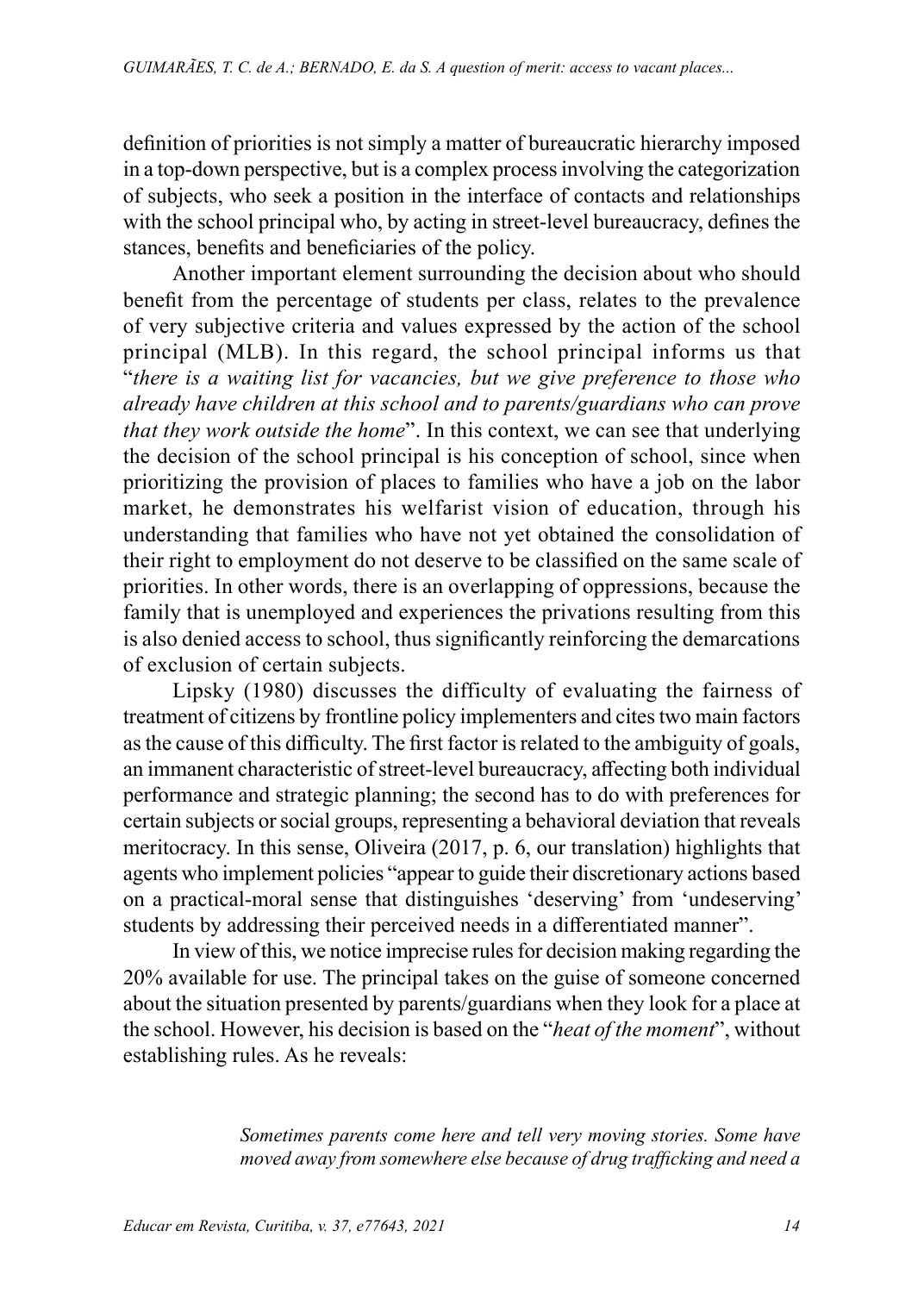definition of priorities is not simply a matter of bureaucratic hierarchy imposed in a top-down perspective, but is a complex process involving the categorization of subjects, who seek a position in the interface of contacts and relationships with the school principal who, by acting in street-level bureaucracy, defines the stances, benefits and beneficiaries of the policy.

Another important element surrounding the decision about who should benefit from the percentage of students per class, relates to the prevalence of very subjective criteria and values expressed by the action of the school principal (MLB). In this regard, the school principal informs us that "*there is a waiting list for vacancies, but we give preference to those who already have children at this school and to parents/guardians who can prove that they work outside the home*". In this context, we can see that underlying the decision of the school principal is his conception of school, since when prioritizing the provision of places to families who have a job on the labor market, he demonstrates his welfarist vision of education, through his understanding that families who have not yet obtained the consolidation of their right to employment do not deserve to be classified on the same scale of priorities. In other words, there is an overlapping of oppressions, because the family that is unemployed and experiences the privations resulting from this is also denied access to school, thus significantly reinforcing the demarcations of exclusion of certain subjects.

Lipsky (1980) discusses the difficulty of evaluating the fairness of treatment of citizens by frontline policy implementers and cites two main factors as the cause of this difficulty. The first factor is related to the ambiguity of goals, an immanent characteristic of street-level bureaucracy, affecting both individual performance and strategic planning; the second has to do with preferences for certain subjects or social groups, representing a behavioral deviation that reveals meritocracy. In this sense, Oliveira (2017, p. 6, our translation) highlights that agents who implement policies "appear to guide their discretionary actions based on a practical-moral sense that distinguishes 'deserving' from 'undeserving' students by addressing their perceived needs in a differentiated manner".

In view of this, we notice imprecise rules for decision making regarding the 20% available for use. The principal takes on the guise of someone concerned about the situation presented by parents/guardians when they look for a place at the school. However, his decision is based on the "*heat of the moment*", without establishing rules. As he reveals:

> *Sometimes parents come here and tell very moving stories. Some have moved away from somewhere else because of drug trafficking and need a*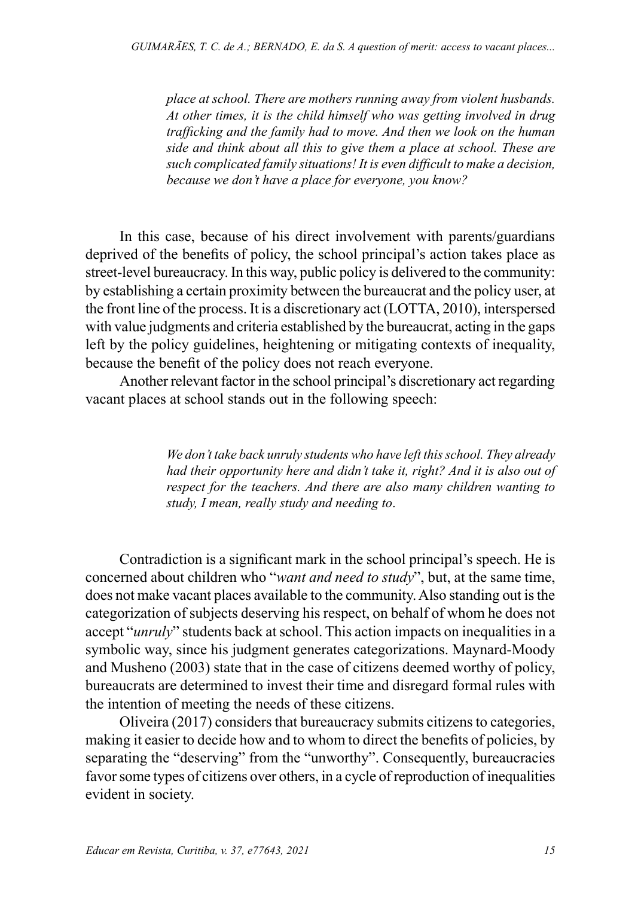> *place at school. There are mothers running away from violent husbands. At other times, it is the child himself who was getting involved in drug trafficking and the family had to move. And then we look on the human side and think about all this to give them a place at school. These are such complicated family situations! It is even difficult to make a decision, because we don't have a place for everyone, you know?*

In this case, because of his direct involvement with parents/guardians deprived of the benefits of policy, the school principal's action takes place as street-level bureaucracy. In this way, public policy is delivered to the community: by establishing a certain proximity between the bureaucrat and the policy user, at the front line of the process. It is a discretionary act (LOTTA, 2010), interspersed with value judgments and criteria established by the bureaucrat, acting in the gaps left by the policy guidelines, heightening or mitigating contexts of inequality, because the benefit of the policy does not reach everyone.

Another relevant factor in the school principal's discretionary act regarding vacant places at school stands out in the following speech:

> *We don't take back unruly students who have left this school. They already had their opportunity here and didn't take it, right? And it is also out of respect for the teachers. And there are also many children wanting to study, I mean, really study and needing to*.

Contradiction is a significant mark in the school principal's speech. He is concerned about children who "*want and need to study*", but, at the same time, does not make vacant places available to the community. Also standing out is the categorization of subjects deserving his respect, on behalf of whom he does not accept "*unruly*" students back at school. This action impacts on inequalities in a symbolic way, since his judgment generates categorizations. Maynard-Moody and Musheno (2003) state that in the case of citizens deemed worthy of policy, bureaucrats are determined to invest their time and disregard formal rules with the intention of meeting the needs of these citizens.

Oliveira (2017) considers that bureaucracy submits citizens to categories, making it easier to decide how and to whom to direct the benefits of policies, by separating the "deserving" from the "unworthy". Consequently, bureaucracies favor some types of citizens over others, in a cycle of reproduction of inequalities evident in society.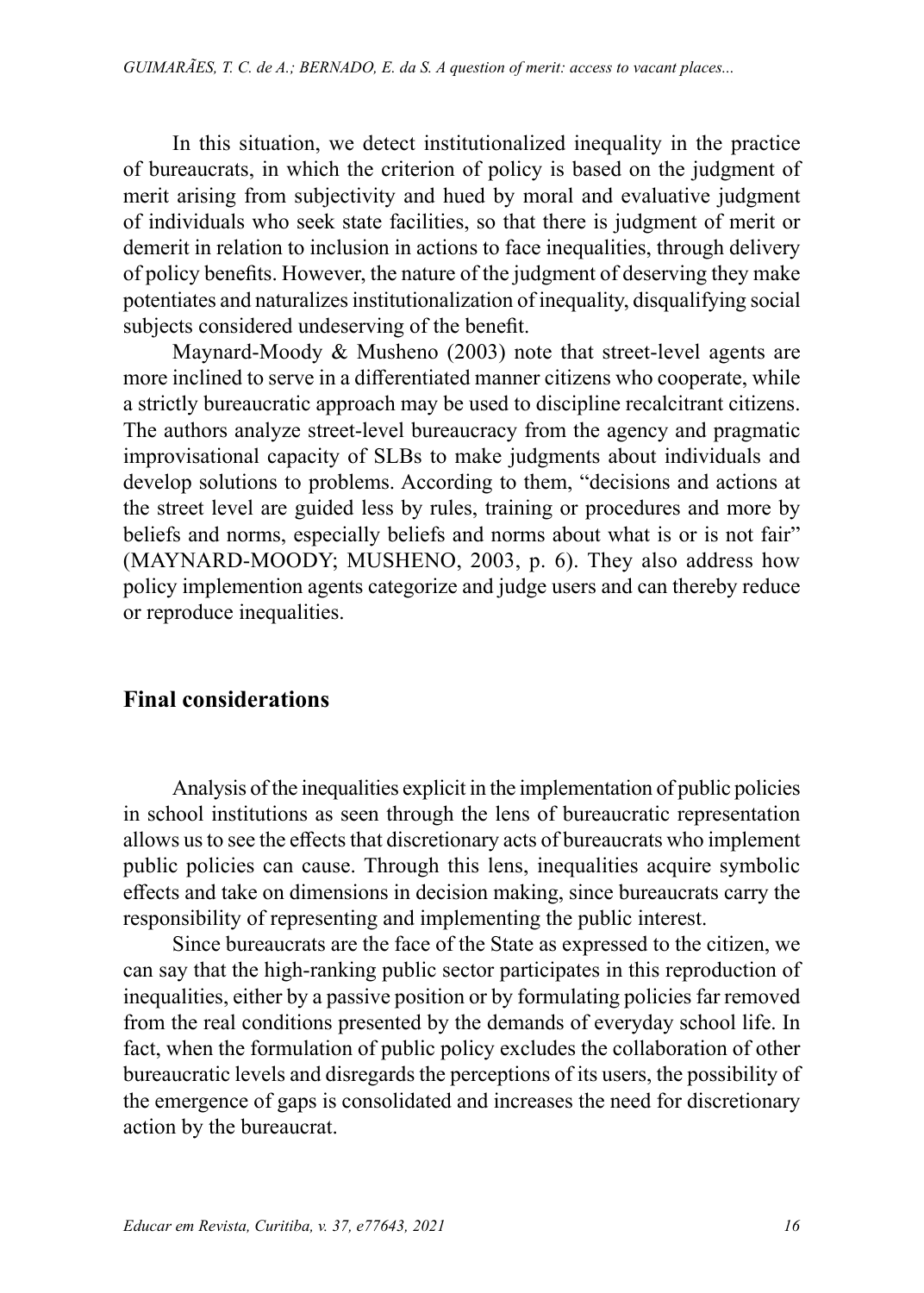In this situation, we detect institutionalized inequality in the practice of bureaucrats, in which the criterion of policy is based on the judgment of merit arising from subjectivity and hued by moral and evaluative judgment of individuals who seek state facilities, so that there is judgment of merit or demerit in relation to inclusion in actions to face inequalities, through delivery of policy benefits. However, the nature of the judgment of deserving they make potentiates and naturalizes institutionalization of inequality, disqualifying social subjects considered undeserving of the benefit.

Maynard-Moody & Musheno (2003) note that street-level agents are more inclined to serve in a differentiated manner citizens who cooperate, while a strictly bureaucratic approach may be used to discipline recalcitrant citizens. The authors analyze street-level bureaucracy from the agency and pragmatic improvisational capacity of SLBs to make judgments about individuals and develop solutions to problems. According to them, "decisions and actions at the street level are guided less by rules, training or procedures and more by beliefs and norms, especially beliefs and norms about what is or is not fair" (MAYNARD-MOODY; MUSHENO, 2003, p. 6). They also address how policy implemention agents categorize and judge users and can thereby reduce or reproduce inequalities.

## Final considerations

Analysis of the inequalities explicit in the implementation of public policies in school institutions as seen through the lens of bureaucratic representation allows us to see the effects that discretionary acts of bureaucrats who implement public policies can cause. Through this lens, inequalities acquire symbolic effects and take on dimensions in decision making, since bureaucrats carry the responsibility of representing and implementing the public interest.

Since bureaucrats are the face of the State as expressed to the citizen, we can say that the high-ranking public sector participates in this reproduction of inequalities, either by a passive position or by formulating policies far removed from the real conditions presented by the demands of everyday school life. In fact, when the formulation of public policy excludes the collaboration of other bureaucratic levels and disregards the perceptions of its users, the possibility of the emergence of gaps is consolidated and increases the need for discretionary action by the bureaucrat.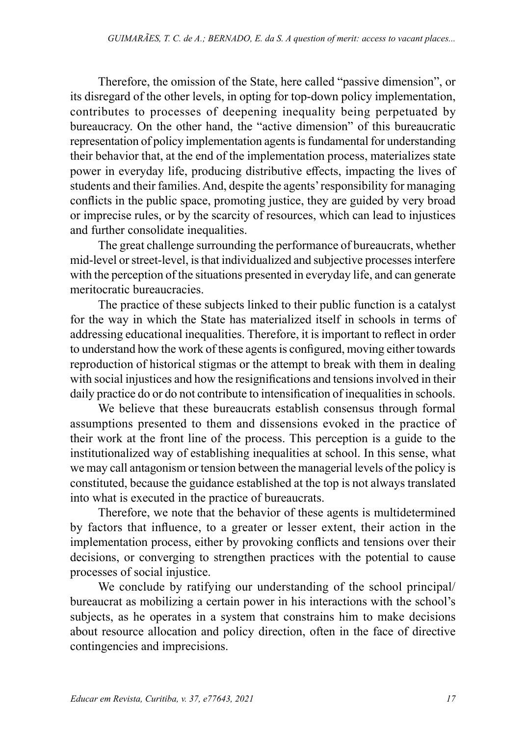Therefore, the omission of the State, here called "passive dimension", or its disregard of the other levels, in opting for top-down policy implementation, contributes to processes of deepening inequality being perpetuated by bureaucracy. On the other hand, the "active dimension" of this bureaucratic representation of policy implementation agents is fundamental for understanding their behavior that, at the end of the implementation process, materializes state power in everyday life, producing distributive effects, impacting the lives of students and their families. And, despite the agents' responsibility for managing conflicts in the public space, promoting justice, they are guided by very broad or imprecise rules, or by the scarcity of resources, which can lead to injustices and further consolidate inequalities.

The great challenge surrounding the performance of bureaucrats, whether mid-level or street-level, is that individualized and subjective processes interfere with the perception of the situations presented in everyday life, and can generate meritocratic bureaucracies.

The practice of these subjects linked to their public function is a catalyst for the way in which the State has materialized itself in schools in terms of addressing educational inequalities. Therefore, it is important to reflect in order to understand how the work of these agents is configured, moving either towards reproduction of historical stigmas or the attempt to break with them in dealing with social injustices and how the resignifications and tensions involved in their daily practice do or do not contribute to intensification of inequalities in schools.

We believe that these bureaucrats establish consensus through formal assumptions presented to them and dissensions evoked in the practice of their work at the front line of the process. This perception is a guide to the institutionalized way of establishing inequalities at school. In this sense, what we may call antagonism or tension between the managerial levels of the policy is constituted, because the guidance established at the top is not always translated into what is executed in the practice of bureaucrats.

Therefore, we note that the behavior of these agents is multidetermined by factors that influence, to a greater or lesser extent, their action in the implementation process, either by provoking conflicts and tensions over their decisions, or converging to strengthen practices with the potential to cause processes of social injustice.

We conclude by ratifying our understanding of the school principal/ bureaucrat as mobilizing a certain power in his interactions with the school's subjects, as he operates in a system that constrains him to make decisions about resource allocation and policy direction, often in the face of directive contingencies and imprecisions.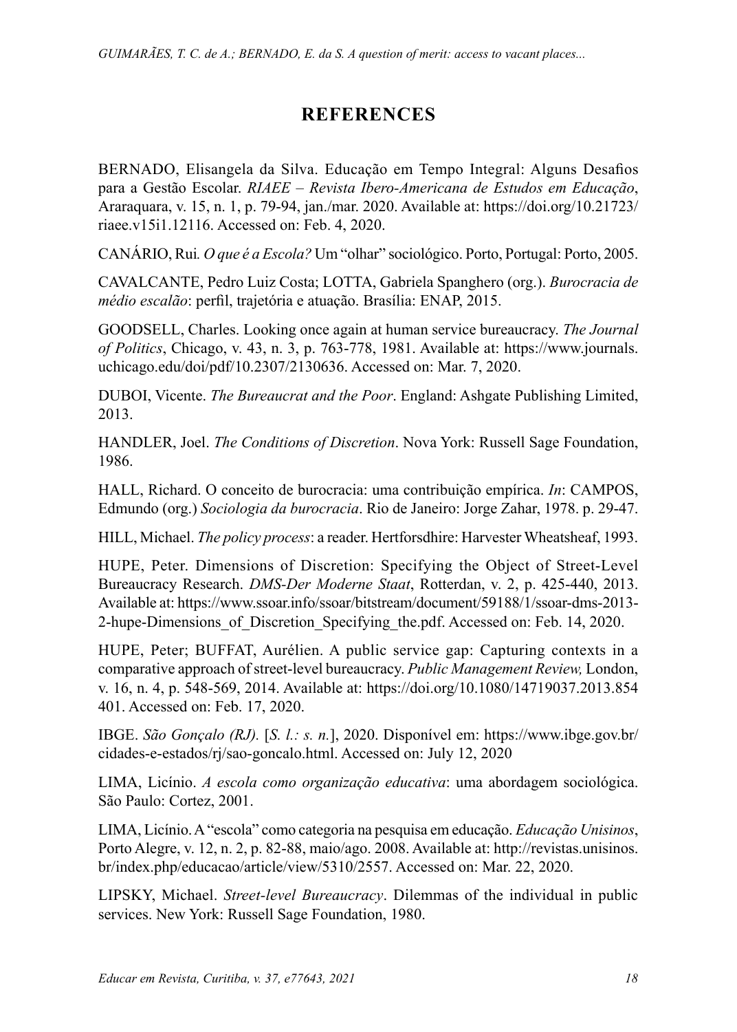## REFERENCES

BERNADO, Elisangela da Silva. Educação em Tempo Integral: Alguns Desafios para a Gestão Escolar. *RIAEE – Revista Ibero-Americana de Estudos em Educação*, Araraquara, v. 15, n. 1, p. 79-94, jan./mar. 2020. Available at: https://doi.org/10.21723/riaee.v15i1.12116. Accessed on: Feb. 4, 2020.

CANÁRIO, Rui. *O que é a Escola?* Um "olhar" sociológico. Porto, Portugal: Porto, 2005.

CAVALCANTE, Pedro Luiz Costa; LOTTA, Gabriela Spanghero (org.). *Burocracia de médio escalão*: perfil, trajetória e atuação. Brasília: ENAP, 2015.

GOODSELL, Charles. Looking once again at human service bureaucracy. *The Journal of Politics*, Chicago, v. 43, n. 3, p. 763-778, 1981. Available at: https://www.journals.uchicago.edu/doi/pdf/10.2307/2130636. Accessed on: Mar. 7, 2020.

DUBOI, Vicente. *The Bureaucrat and the Poor*. England: Ashgate Publishing Limited, 2013.

HANDLER, Joel. *The Conditions of Discretion*. Nova York: Russell Sage Foundation, 1986.

HALL, Richard. O conceito de burocracia: uma contribuição empírica. *In*: CAMPOS, Edmundo (org.) *Sociologia da burocracia*. Rio de Janeiro: Jorge Zahar, 1978. p. 29-47.

HILL, Michael. *The policy process*: a reader. Hertforsdhire: Harvester Wheatsheaf, 1993.

HUPE, Peter. Dimensions of Discretion: Specifying the Object of Street-Level Bureaucracy Research. *DMS-Der Moderne Staat*, Rotterdan, v. 2, p. 425-440, 2013. Available at: https://www.ssoar.info/ssoar/bitstream/document/59188/1/ssoar-dms-2013-2-hupe-Dimensions_of_Discretion_Specifying_the.pdf. Accessed on: Feb. 14, 2020.

HUPE, Peter; BUFFAT, Aurélien. A public service gap: Capturing contexts in a comparative approach of street-level bureaucracy. *Public Management Review,* London, v. 16, n. 4, p. 548-569, 2014. Available at: https://doi.org/10.1080/14719037.2013.854401. Accessed on: Feb. 17, 2020.

IBGE. *São Gonçalo (RJ).* [*S. l.: s. n.*], 2020. Disponível em: https://www.ibge.gov.br/cidades-e-estados/rj/sao-goncalo.html. Accessed on: July 12, 2020

LIMA, Licínio. *A escola como organização educativa*: uma abordagem sociológica. São Paulo: Cortez, 2001.

LIMA, Licínio. A "escola" como categoria na pesquisa em educação. *Educação Unisinos*, Porto Alegre, v. 12, n. 2, p. 82-88, maio/ago. 2008. Available at: http://revistas.unisinos.br/index.php/educacao/article/view/5310/2557. Accessed on: Mar. 22, 2020.

LIPSKY, Michael. *Street-level Bureaucracy*. Dilemmas of the individual in public services. New York: Russell Sage Foundation, 1980.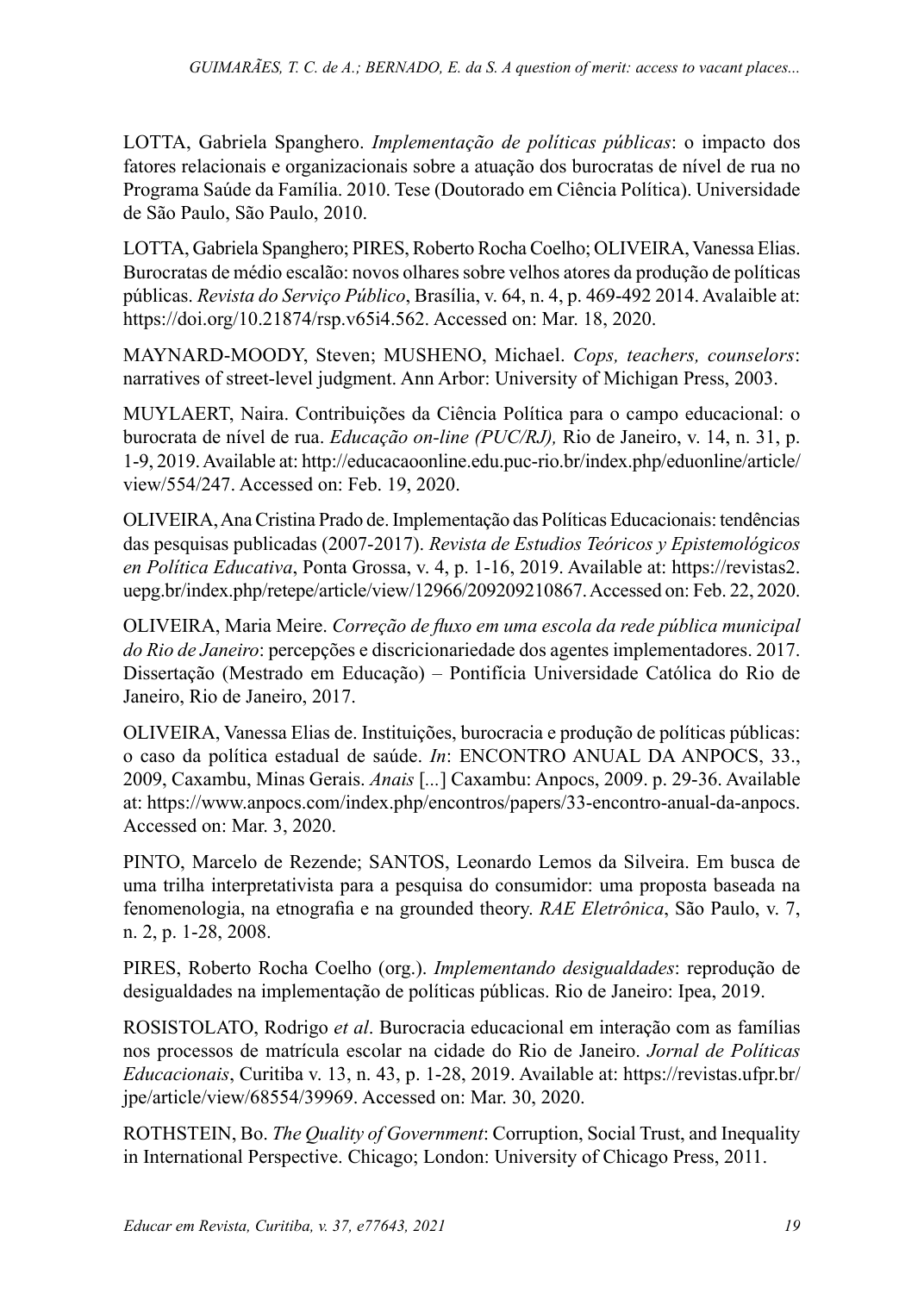LOTTA, Gabriela Spanghero. *Implementação de políticas públicas*: o impacto dos fatores relacionais e organizacionais sobre a atuação dos burocratas de nível de rua no Programa Saúde da Família. 2010. Tese (Doutorado em Ciência Política). Universidade de São Paulo, São Paulo, 2010.

LOTTA, Gabriela Spanghero; PIRES, Roberto Rocha Coelho; OLIVEIRA, Vanessa Elias. Burocratas de médio escalão: novos olhares sobre velhos atores da produção de políticas públicas. *Revista do Serviço Público*, Brasília, v. 64, n. 4, p. 469-492 2014. Avalaible at: https://doi.org/10.21874/rsp.v65i4.562. Accessed on: Mar. 18, 2020.

MAYNARD-MOODY, Steven; MUSHENO, Michael. *Cops, teachers, counselors*: narratives of street-level judgment. Ann Arbor: University of Michigan Press, 2003.

MUYLAERT, Naira. Contribuições da Ciência Política para o campo educacional: o burocrata de nível de rua. *Educação on-line (PUC/RJ),* Rio de Janeiro, v. 14, n. 31, p. 1-9, 2019. Available at: http://educacaoonline.edu.puc-rio.br/index.php/eduonline/article/view/554/247. Accessed on: Feb. 19, 2020.

OLIVEIRA, Ana Cristina Prado de. Implementação das Políticas Educacionais: tendências das pesquisas publicadas (2007-2017). *Revista de Estudios Teóricos y Epistemológicos en Política Educativa*, Ponta Grossa, v. 4, p. 1-16, 2019. Available at: https://revistas2.uepg.br/index.php/retepe/article/view/12966/209209210867. Accessed on: Feb. 22, 2020.

OLIVEIRA, Maria Meire. *Correção de fluxo em uma escola da rede pública municipal do Rio de Janeiro*: percepções e discricionariedade dos agentes implementadores. 2017. Dissertação (Mestrado em Educação) – Pontifícia Universidade Católica do Rio de Janeiro, Rio de Janeiro, 2017.

OLIVEIRA, Vanessa Elias de. Instituições, burocracia e produção de políticas públicas: o caso da política estadual de saúde. *In*: ENCONTRO ANUAL DA ANPOCS, 33., 2009, Caxambu, Minas Gerais. *Anais* [...] Caxambu: Anpocs, 2009. p. 29-36. Available at: https://www.anpocs.com/index.php/encontros/papers/33-encontro-anual-da-anpocs. Accessed on: Mar. 3, 2020.

PINTO, Marcelo de Rezende; SANTOS, Leonardo Lemos da Silveira. Em busca de uma trilha interpretativista para a pesquisa do consumidor: uma proposta baseada na fenomenologia, na etnografia e na grounded theory. *RAE Eletrônica*, São Paulo, v. 7, n. 2, p. 1-28, 2008.

PIRES, Roberto Rocha Coelho (org.). *Implementando desigualdades*: reprodução de desigualdades na implementação de políticas públicas. Rio de Janeiro: Ipea, 2019.

ROSISTOLATO, Rodrigo *et al*. Burocracia educacional em interação com as famílias nos processos de matrícula escolar na cidade do Rio de Janeiro. *Jornal de Políticas Educacionais*, Curitiba v. 13, n. 43, p. 1-28, 2019. Available at: https://revistas.ufpr.br/jpe/article/view/68554/39969. Accessed on: Mar. 30, 2020.

ROTHSTEIN, Bo. *The Quality of Government*: Corruption, Social Trust, and Inequality in International Perspective. Chicago; London: University of Chicago Press, 2011.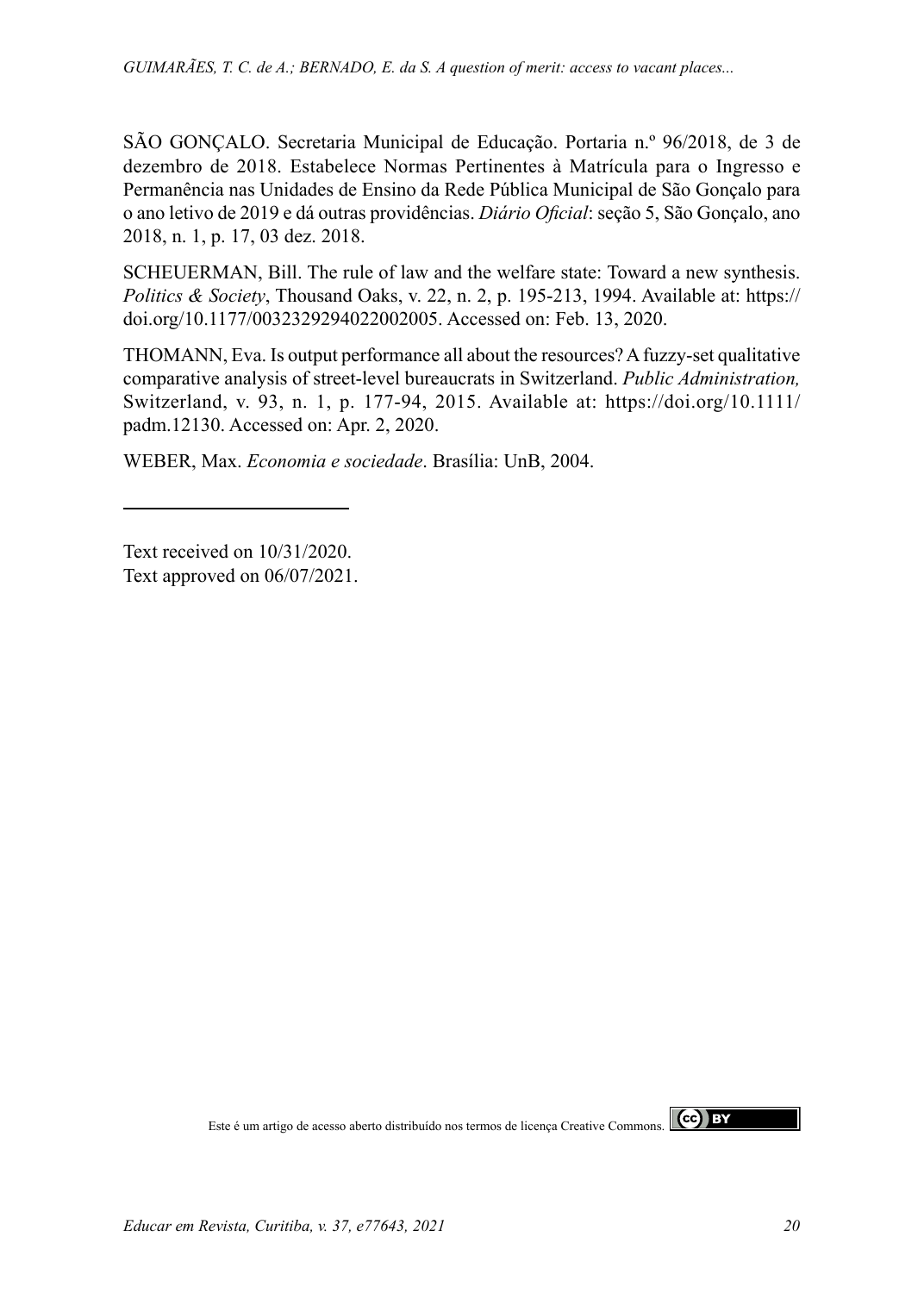SÃO GONÇALO. Secretaria Municipal de Educação. Portaria n.º 96/2018, de 3 de dezembro de 2018. Estabelece Normas Pertinentes à Matrícula para o Ingresso e Permanência nas Unidades de Ensino da Rede Pública Municipal de São Gonçalo para o ano letivo de 2019 e dá outras providências. *Diário Oficial*: seção 5, São Gonçalo, ano 2018, n. 1, p. 17, 03 dez. 2018.

SCHEUERMAN, Bill. The rule of law and the welfare state: Toward a new synthesis. *Politics & Society*, Thousand Oaks, v. 22, n. 2, p. 195-213, 1994. Available at: https://doi.org/10.1177/0032329294022002005. Accessed on: Feb. 13, 2020.

THOMANN, Eva. Is output performance all about the resources? A fuzzy-set qualitative comparative analysis of street-level bureaucrats in Switzerland. *Public Administration,* Switzerland, v. 93, n. 1, p. 177-94, 2015. Available at: https://doi.org/10.1111/padm.12130. Accessed on: Apr. 2, 2020.

WEBER, Max. *Economia e sociedade*. Brasília: UnB, 2004.

---

Text received on 10/31/2020.
Text approved on 06/07/2021.

Este é um artigo de acesso aberto distribuído nos termos de licença Creative Commons.